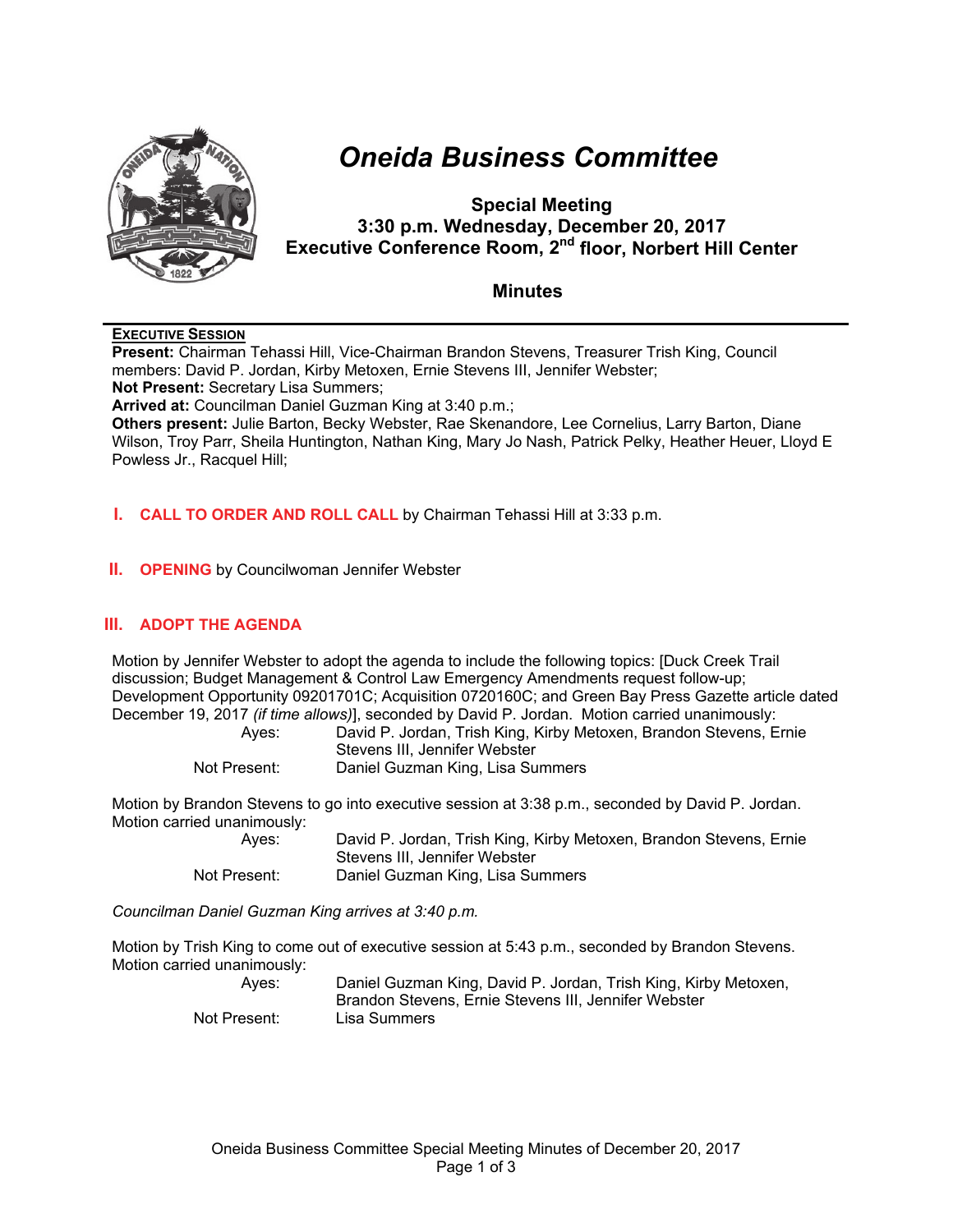# Oneida Business Committee

**Special Meeting**
**3:30 p.m. Wednesday, December 20, 2017**
**Executive Conference Room, 2nd floor, Norbert Hill Center**

## Minutes

**EXECUTIVE SESSION**

**Present:** Chairman Tehassi Hill, Vice-Chairman Brandon Stevens, Treasurer Trish King, Council members: David P. Jordan, Kirby Metoxen, Ernie Stevens III, Jennifer Webster;
**Not Present:** Secretary Lisa Summers;
**Arrived at:** Councilman Daniel Guzman King at 3:40 p.m.;
**Others present:** Julie Barton, Becky Webster, Rae Skenandore, Lee Cornelius, Larry Barton, Diane Wilson, Troy Parr, Sheila Huntington, Nathan King, Mary Jo Nash, Patrick Pelky, Heather Heuer, Lloyd E Powless Jr., Racquel Hill;

## I. CALL TO ORDER AND ROLL CALL by Chairman Tehassi Hill at 3:33 p.m.

## II. OPENING by Councilwoman Jennifer Webster

## III. ADOPT THE AGENDA

Motion by Jennifer Webster to adopt the agenda to include the following topics: [Duck Creek Trail discussion; Budget Management & Control Law Emergency Amendments request follow-up; Development Opportunity 09201701C; Acquisition 0720160C; and Green Bay Press Gazette article dated December 19, 2017 *(if time allows)*], seconded by David P. Jordan. Motion carried unanimously:

Ayes: David P. Jordan, Trish King, Kirby Metoxen, Brandon Stevens, Ernie Stevens III, Jennifer Webster
Not Present: Daniel Guzman King, Lisa Summers

Motion by Brandon Stevens to go into executive session at 3:38 p.m., seconded by David P. Jordan. Motion carried unanimously:

Ayes: David P. Jordan, Trish King, Kirby Metoxen, Brandon Stevens, Ernie Stevens III, Jennifer Webster
Not Present: Daniel Guzman King, Lisa Summers

*Councilman Daniel Guzman King arrives at 3:40 p.m.*

Motion by Trish King to come out of executive session at 5:43 p.m., seconded by Brandon Stevens. Motion carried unanimously:

Ayes: Daniel Guzman King, David P. Jordan, Trish King, Kirby Metoxen, Brandon Stevens, Ernie Stevens III, Jennifer Webster
Not Present: Lisa Summers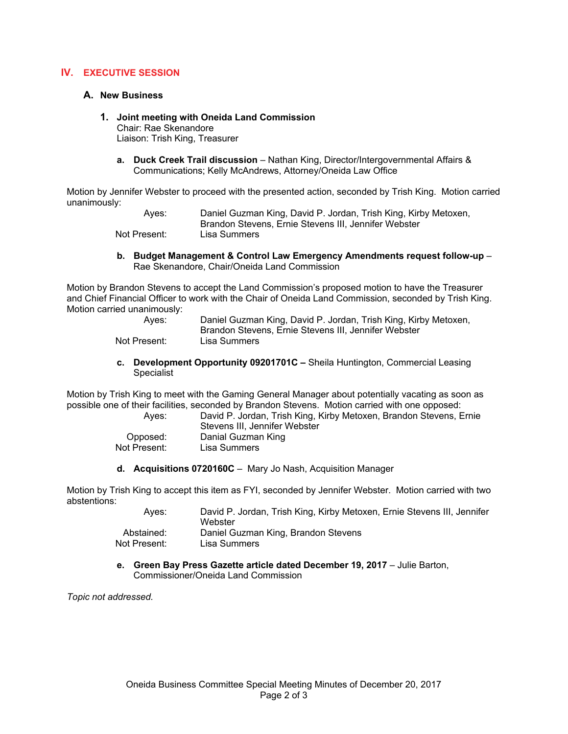## IV. EXECUTIVE SESSION

### A. New Business

**1. Joint meeting with Oneida Land Commission**
Chair: Rae Skenandore
Liaison: Trish King, Treasurer

**a. Duck Creek Trail discussion** – Nathan King, Director/Intergovernmental Affairs & Communications; Kelly McAndrews, Attorney/Oneida Law Office

Motion by Jennifer Webster to proceed with the presented action, seconded by Trish King. Motion carried unanimously:

Ayes: Daniel Guzman King, David P. Jordan, Trish King, Kirby Metoxen, Brandon Stevens, Ernie Stevens III, Jennifer Webster
Not Present: Lisa Summers

**b. Budget Management & Control Law Emergency Amendments request follow-up** – Rae Skenandore, Chair/Oneida Land Commission

Motion by Brandon Stevens to accept the Land Commission's proposed motion to have the Treasurer and Chief Financial Officer to work with the Chair of Oneida Land Commission, seconded by Trish King. Motion carried unanimously:

Ayes: Daniel Guzman King, David P. Jordan, Trish King, Kirby Metoxen, Brandon Stevens, Ernie Stevens III, Jennifer Webster
Not Present: Lisa Summers

**c. Development Opportunity 09201701C –** Sheila Huntington, Commercial Leasing Specialist

Motion by Trish King to meet with the Gaming General Manager about potentially vacating as soon as possible one of their facilities, seconded by Brandon Stevens. Motion carried with one opposed:

Ayes: David P. Jordan, Trish King, Kirby Metoxen, Brandon Stevens, Ernie Stevens III, Jennifer Webster
Opposed: Danial Guzman King
Not Present: Lisa Summers

**d. Acquisitions 0720160C** – Mary Jo Nash, Acquisition Manager

Motion by Trish King to accept this item as FYI, seconded by Jennifer Webster. Motion carried with two abstentions:

Ayes: David P. Jordan, Trish King, Kirby Metoxen, Ernie Stevens III, Jennifer Webster
Abstained: Daniel Guzman King, Brandon Stevens
Not Present: Lisa Summers

**e. Green Bay Press Gazette article dated December 19, 2017** – Julie Barton, Commissioner/Oneida Land Commission

*Topic not addressed.*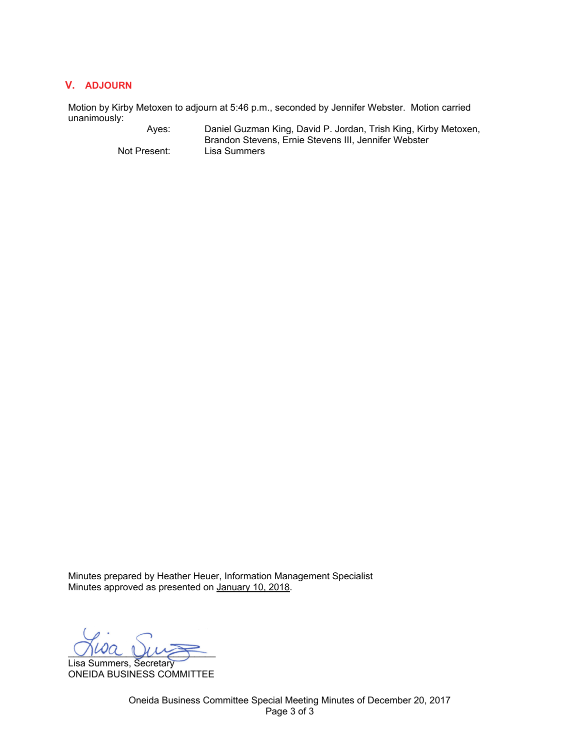## V. ADJOURN

Motion by Kirby Metoxen to adjourn at 5:46 p.m., seconded by Jennifer Webster. Motion carried unanimously:

| | |
|---|---|
| Ayes: | Daniel Guzman King, David P. Jordan, Trish King, Kirby Metoxen, Brandon Stevens, Ernie Stevens III, Jennifer Webster |
| Not Present: | Lisa Summers |

Minutes prepared by Heather Heuer, Information Management Specialist
Minutes approved as presented on January 10, 2018.

Lisa Summers, Secretary
ONEIDA BUSINESS COMMITTEE

Oneida Business Committee Special Meeting Minutes of December 20, 2017